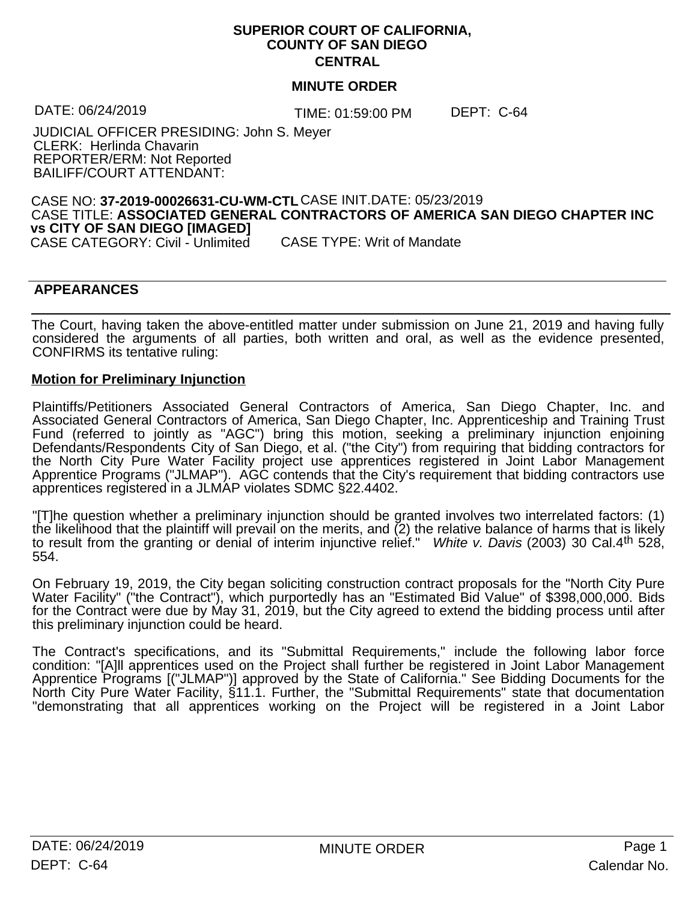**SUPERIOR COURT OF CALIFORNIA,**
**COUNTY OF SAN DIEGO**
**CENTRAL**

**MINUTE ORDER**

DATE: 06/24/2019 TIME: 01:59:00 PM DEPT: C-64

JUDICIAL OFFICER PRESIDING: John S. Meyer
CLERK: Herlinda Chavarin
REPORTER/ERM: Not Reported
BAILIFF/COURT ATTENDANT:

CASE NO: **37-2019-00026631-CU-WM-CTL** CASE INIT.DATE: 05/23/2019
CASE TITLE: **ASSOCIATED GENERAL CONTRACTORS OF AMERICA SAN DIEGO CHAPTER INC vs CITY OF SAN DIEGO [IMAGED]**
CASE CATEGORY: Civil - Unlimited CASE TYPE: Writ of Mandate

**APPEARANCES**

The Court, having taken the above-entitled matter under submission on June 21, 2019 and having fully considered the arguments of all parties, both written and oral, as well as the evidence presented, CONFIRMS its tentative ruling:

**Motion for Preliminary Injunction**

Plaintiffs/Petitioners Associated General Contractors of America, San Diego Chapter, Inc. and Associated General Contractors of America, San Diego Chapter, Inc. Apprenticeship and Training Trust Fund (referred to jointly as "AGC") bring this motion, seeking a preliminary injunction enjoining Defendants/Respondents City of San Diego, et al. ("the City") from requiring that bidding contractors for the North City Pure Water Facility project use apprentices registered in Joint Labor Management Apprentice Programs ("JLMAP"). AGC contends that the City's requirement that bidding contractors use apprentices registered in a JLMAP violates SDMC §22.4402.

"[T]he question whether a preliminary injunction should be granted involves two interrelated factors: (1) the likelihood that the plaintiff will prevail on the merits, and (2) the relative balance of harms that is likely to result from the granting or denial of interim injunctive relief." *White v. Davis* (2003) 30 Cal.4th 528, 554.

On February 19, 2019, the City began soliciting construction contract proposals for the "North City Pure Water Facility" ("the Contract"), which purportedly has an "Estimated Bid Value" of $398,000,000. Bids for the Contract were due by May 31, 2019, but the City agreed to extend the bidding process until after this preliminary injunction could be heard.

The Contract's specifications, and its "Submittal Requirements," include the following labor force condition: "[A]ll apprentices used on the Project shall further be registered in Joint Labor Management Apprentice Programs [("JLMAP")] approved by the State of California." See Bidding Documents for the North City Pure Water Facility, §11.1. Further, the "Submittal Requirements" state that documentation "demonstrating that all apprentices working on the Project will be registered in a Joint Labor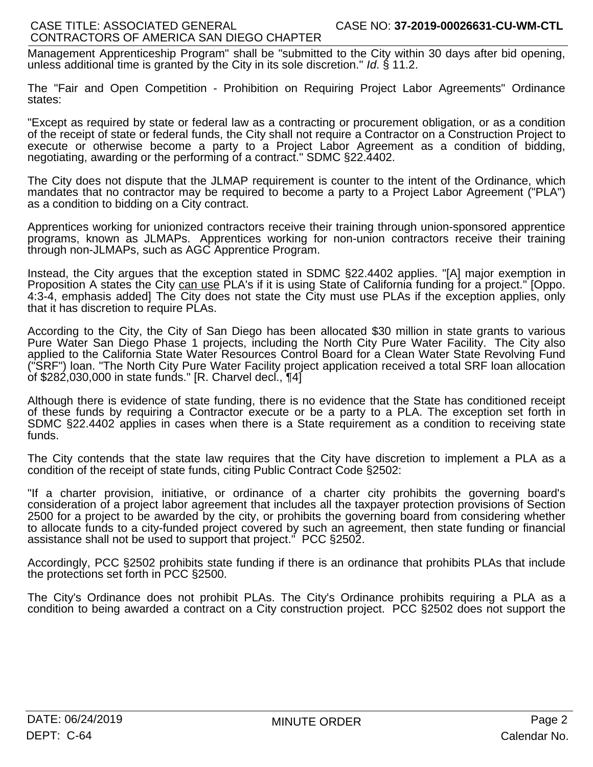Management Apprenticeship Program" shall be "submitted to the City within 30 days after bid opening, unless additional time is granted by the City in its sole discretion." *Id*. § 11.2.

The "Fair and Open Competition - Prohibition on Requiring Project Labor Agreements" Ordinance states:

"Except as required by state or federal law as a contracting or procurement obligation, or as a condition of the receipt of state or federal funds, the City shall not require a Contractor on a Construction Project to execute or otherwise become a party to a Project Labor Agreement as a condition of bidding, negotiating, awarding or the performing of a contract." SDMC §22.4402.

The City does not dispute that the JLMAP requirement is counter to the intent of the Ordinance, which mandates that no contractor may be required to become a party to a Project Labor Agreement ("PLA") as a condition to bidding on a City contract.

Apprentices working for unionized contractors receive their training through union-sponsored apprentice programs, known as JLMAPs. Apprentices working for non-union contractors receive their training through non-JLMAPs, such as AGC Apprentice Program.

Instead, the City argues that the exception stated in SDMC §22.4402 applies. "[A] major exemption in Proposition A states the City <u>can use</u> PLA's if it is using State of California funding for a project." [Oppo. 4:3-4, emphasis added] The City does not state the City must use PLAs if the exception applies, only that it has discretion to require PLAs.

According to the City, the City of San Diego has been allocated $30 million in state grants to various Pure Water San Diego Phase 1 projects, including the North City Pure Water Facility. The City also applied to the California State Water Resources Control Board for a Clean Water State Revolving Fund ("SRF") loan. "The North City Pure Water Facility project application received a total SRF loan allocation of $282,030,000 in state funds." [R. Charvel decl., ¶4]

Although there is evidence of state funding, there is no evidence that the State has conditioned receipt of these funds by requiring a Contractor execute or be a party to a PLA. The exception set forth in SDMC §22.4402 applies in cases when there is a State requirement as a condition to receiving state funds.

The City contends that the state law requires that the City have discretion to implement a PLA as a condition of the receipt of state funds, citing Public Contract Code §2502:

"If a charter provision, initiative, or ordinance of a charter city prohibits the governing board's consideration of a project labor agreement that includes all the taxpayer protection provisions of Section 2500 for a project to be awarded by the city, or prohibits the governing board from considering whether to allocate funds to a city-funded project covered by such an agreement, then state funding or financial assistance shall not be used to support that project." PCC §2502.

Accordingly, PCC §2502 prohibits state funding if there is an ordinance that prohibits PLAs that include the protections set forth in PCC §2500.

The City's Ordinance does not prohibit PLAs. The City's Ordinance prohibits requiring a PLA as a condition to being awarded a contract on a City construction project. PCC §2502 does not support the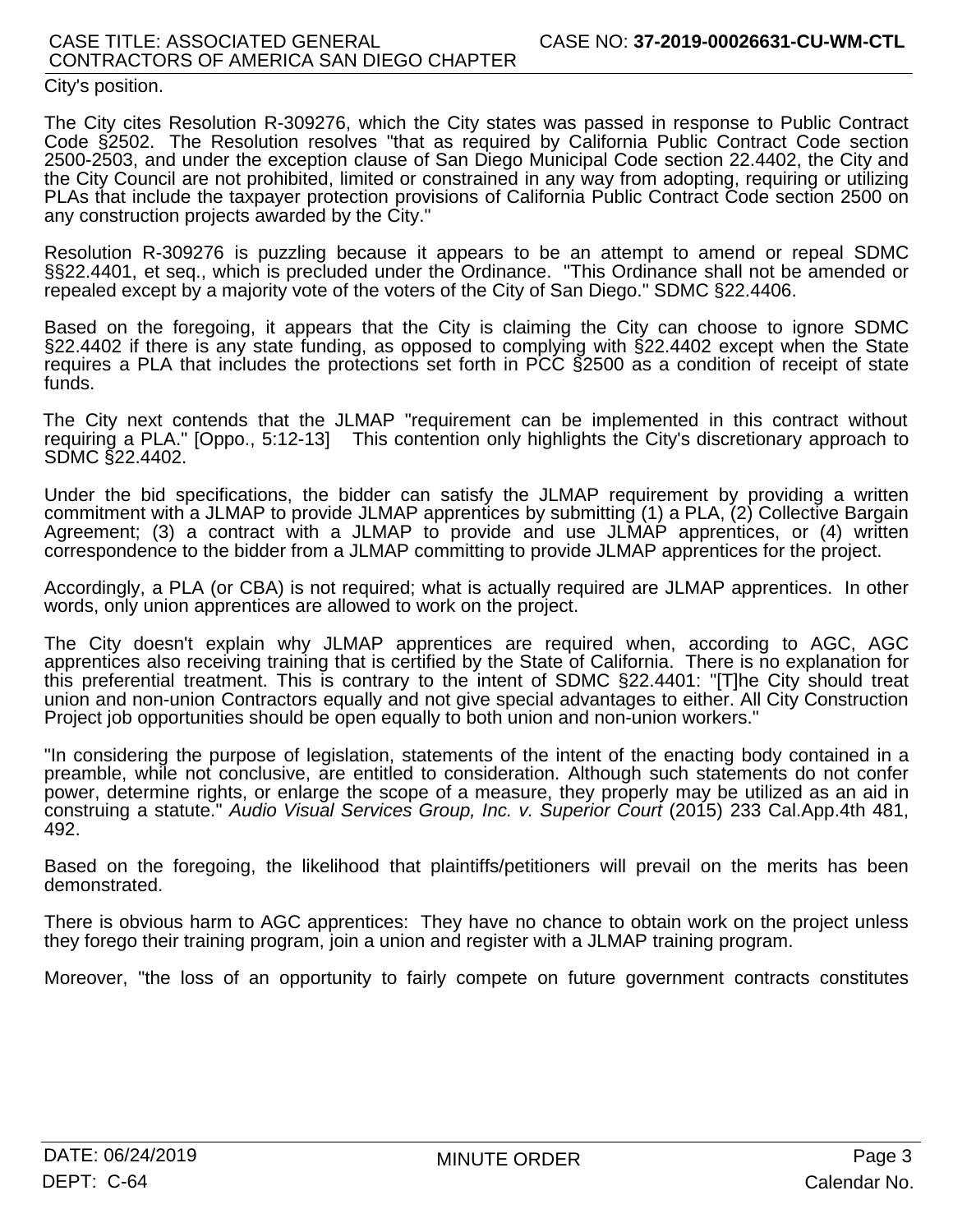City's position.

The City cites Resolution R-309276, which the City states was passed in response to Public Contract Code §2502. The Resolution resolves "that as required by California Public Contract Code section 2500-2503, and under the exception clause of San Diego Municipal Code section 22.4402, the City and the City Council are not prohibited, limited or constrained in any way from adopting, requiring or utilizing PLAs that include the taxpayer protection provisions of California Public Contract Code section 2500 on any construction projects awarded by the City."

Resolution R-309276 is puzzling because it appears to be an attempt to amend or repeal SDMC §§22.4401, et seq., which is precluded under the Ordinance. "This Ordinance shall not be amended or repealed except by a majority vote of the voters of the City of San Diego." SDMC §22.4406.

Based on the foregoing, it appears that the City is claiming the City can choose to ignore SDMC §22.4402 if there is any state funding, as opposed to complying with §22.4402 except when the State requires a PLA that includes the protections set forth in PCC §2500 as a condition of receipt of state funds.

The City next contends that the JLMAP "requirement can be implemented in this contract without requiring a PLA." [Oppo., 5:12-13] This contention only highlights the City's discretionary approach to SDMC §22.4402.

Under the bid specifications, the bidder can satisfy the JLMAP requirement by providing a written commitment with a JLMAP to provide JLMAP apprentices by submitting (1) a PLA, (2) Collective Bargain Agreement; (3) a contract with a JLMAP to provide and use JLMAP apprentices, or (4) written correspondence to the bidder from a JLMAP committing to provide JLMAP apprentices for the project.

Accordingly, a PLA (or CBA) is not required; what is actually required are JLMAP apprentices. In other words, only union apprentices are allowed to work on the project.

The City doesn't explain why JLMAP apprentices are required when, according to AGC, AGC apprentices also receiving training that is certified by the State of California. There is no explanation for this preferential treatment. This is contrary to the intent of SDMC §22.4401: "[T]he City should treat union and non-union Contractors equally and not give special advantages to either. All City Construction Project job opportunities should be open equally to both union and non-union workers."

"In considering the purpose of legislation, statements of the intent of the enacting body contained in a preamble, while not conclusive, are entitled to consideration. Although such statements do not confer power, determine rights, or enlarge the scope of a measure, they properly may be utilized as an aid in construing a statute." *Audio Visual Services Group, Inc. v. Superior Court* (2015) 233 Cal.App.4th 481, 492.

Based on the foregoing, the likelihood that plaintiffs/petitioners will prevail on the merits has been demonstrated.

There is obvious harm to AGC apprentices: They have no chance to obtain work on the project unless they forego their training program, join a union and register with a JLMAP training program.

Moreover, "the loss of an opportunity to fairly compete on future government contracts constitutes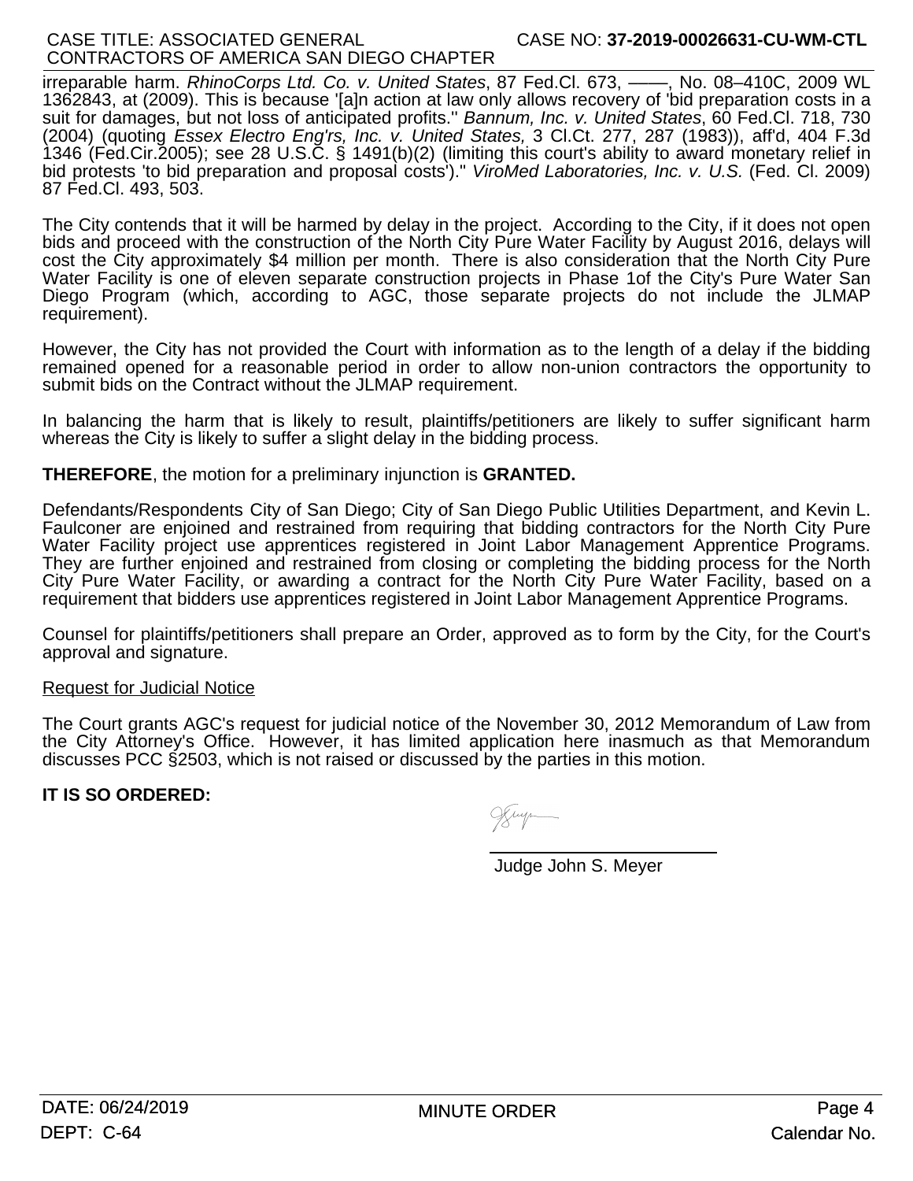irreparable harm. *RhinoCorps Ltd. Co. v. United States*, 87 Fed.Cl. 673, ——, No. 08–410C, 2009 WL 1362843, at (2009). This is because '[a]n action at law only allows recovery of 'bid preparation costs in a suit for damages, but not loss of anticipated profits.'' *Bannum, Inc. v. United States*, 60 Fed.Cl. 718, 730 (2004) (quoting *Essex Electro Eng'rs, Inc. v. United States,* 3 Cl.Ct. 277, 287 (1983)), aff'd, 404 F.3d 1346 (Fed.Cir.2005); see 28 U.S.C. § 1491(b)(2) (limiting this court's ability to award monetary relief in bid protests 'to bid preparation and proposal costs')." *ViroMed Laboratories, Inc. v. U.S.* (Fed. Cl. 2009) 87 Fed.Cl. 493, 503.

The City contends that it will be harmed by delay in the project. According to the City, if it does not open bids and proceed with the construction of the North City Pure Water Facility by August 2016, delays will cost the City approximately $4 million per month. There is also consideration that the North City Pure Water Facility is one of eleven separate construction projects in Phase 1of the City's Pure Water San Diego Program (which, according to AGC, those separate projects do not include the JLMAP requirement).

However, the City has not provided the Court with information as to the length of a delay if the bidding remained opened for a reasonable period in order to allow non-union contractors the opportunity to submit bids on the Contract without the JLMAP requirement.

In balancing the harm that is likely to result, plaintiffs/petitioners are likely to suffer significant harm whereas the City is likely to suffer a slight delay in the bidding process.

**THEREFORE**, the motion for a preliminary injunction is **GRANTED.**

Defendants/Respondents City of San Diego; City of San Diego Public Utilities Department, and Kevin L. Faulconer are enjoined and restrained from requiring that bidding contractors for the North City Pure Water Facility project use apprentices registered in Joint Labor Management Apprentice Programs. They are further enjoined and restrained from closing or completing the bidding process for the North City Pure Water Facility, or awarding a contract for the North City Pure Water Facility, based on a requirement that bidders use apprentices registered in Joint Labor Management Apprentice Programs.

Counsel for plaintiffs/petitioners shall prepare an Order, approved as to form by the City, for the Court's approval and signature.

Request for Judicial Notice

The Court grants AGC's request for judicial notice of the November 30, 2012 Memorandum of Law from the City Attorney's Office. However, it has limited application here inasmuch as that Memorandum discusses PCC §2503, which is not raised or discussed by the parties in this motion.

**IT IS SO ORDERED:**

Judge John S. Meyer